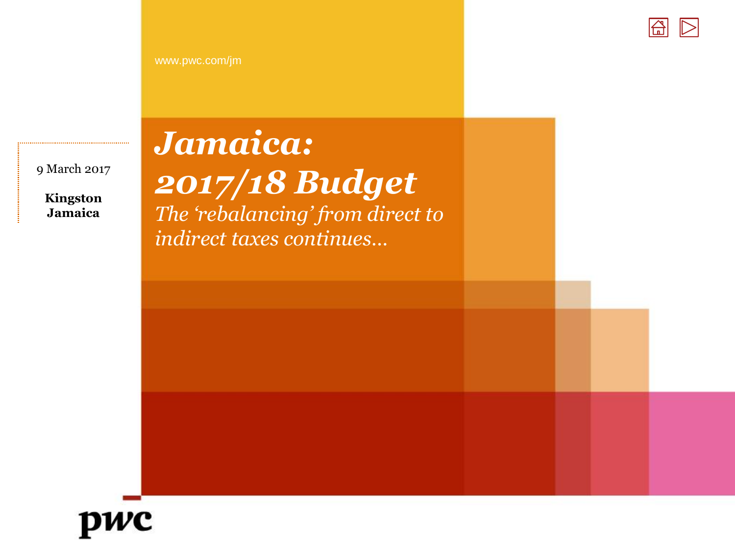www.pwc.com/jm

9 March 2017

**Kingston Jamaica**

# *Jamaica: 2017/18 Budget*

*The 'rebalancing' from direct to indirect taxes continues…*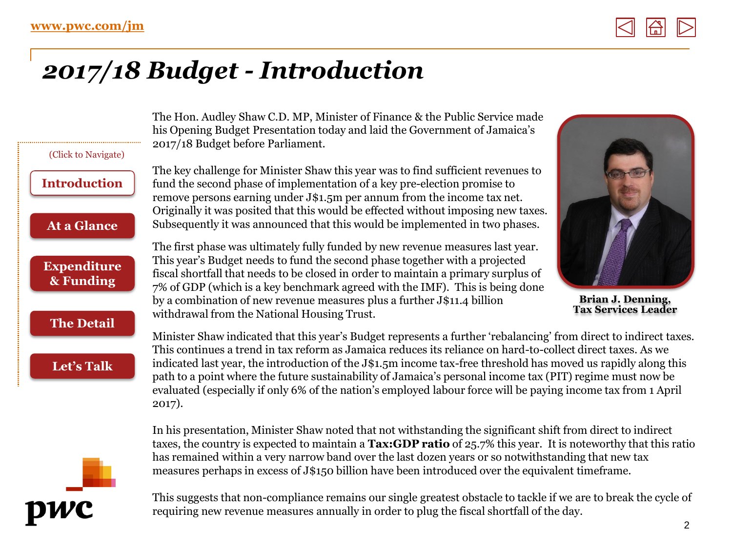# 2017/18 Budget - Introduction

(Click to Navigate)

Introduction

At a Glance

Expenditure & Funding

The Detail

Let's Talk

The Hon. Audley Shaw C.D. MP, Minister of Finance & the Public Service made his Opening Budget Presentation today and laid the Government of Jamaica's 2017/18 Budget before Parliament.

The key challenge for Minister Shaw this year was to find sufficient revenues to fund the second phase of implementation of a key pre-election promise to remove persons earning under J$1.5m per annum from the income tax net. Originally it was posited that this would be effected without imposing new taxes. Subsequently it was announced that this would be implemented in two phases.

The first phase was ultimately fully funded by new revenue measures last year. This year's Budget needs to fund the second phase together with a projected fiscal shortfall that needs to be closed in order to maintain a primary surplus of 7% of GDP (which is a key benchmark agreed with the IMF). This is being done by a combination of new revenue measures plus a further J$11.4 billion withdrawal from the National Housing Trust.

**Brian J. Denning, Tax Services Leader**

Minister Shaw indicated that this year's Budget represents a further 'rebalancing' from direct to indirect taxes. This continues a trend in tax reform as Jamaica reduces its reliance on hard-to-collect direct taxes. As we indicated last year, the introduction of the J$1.5m income tax-free threshold has moved us rapidly along this path to a point where the future sustainability of Jamaica's personal income tax (PIT) regime must now be evaluated (especially if only 6% of the nation's employed labour force will be paying income tax from 1 April 2017).

In his presentation, Minister Shaw noted that not withstanding the significant shift from direct to indirect taxes, the country is expected to maintain a **Tax:GDP ratio** of 25.7% this year. It is noteworthy that this ratio has remained within a very narrow band over the last dozen years or so notwithstanding that new tax measures perhaps in excess of J$150 billion have been introduced over the equivalent timeframe.

This suggests that non-compliance remains our single greatest obstacle to tackle if we are to break the cycle of requiring new revenue measures annually in order to plug the fiscal shortfall of the day.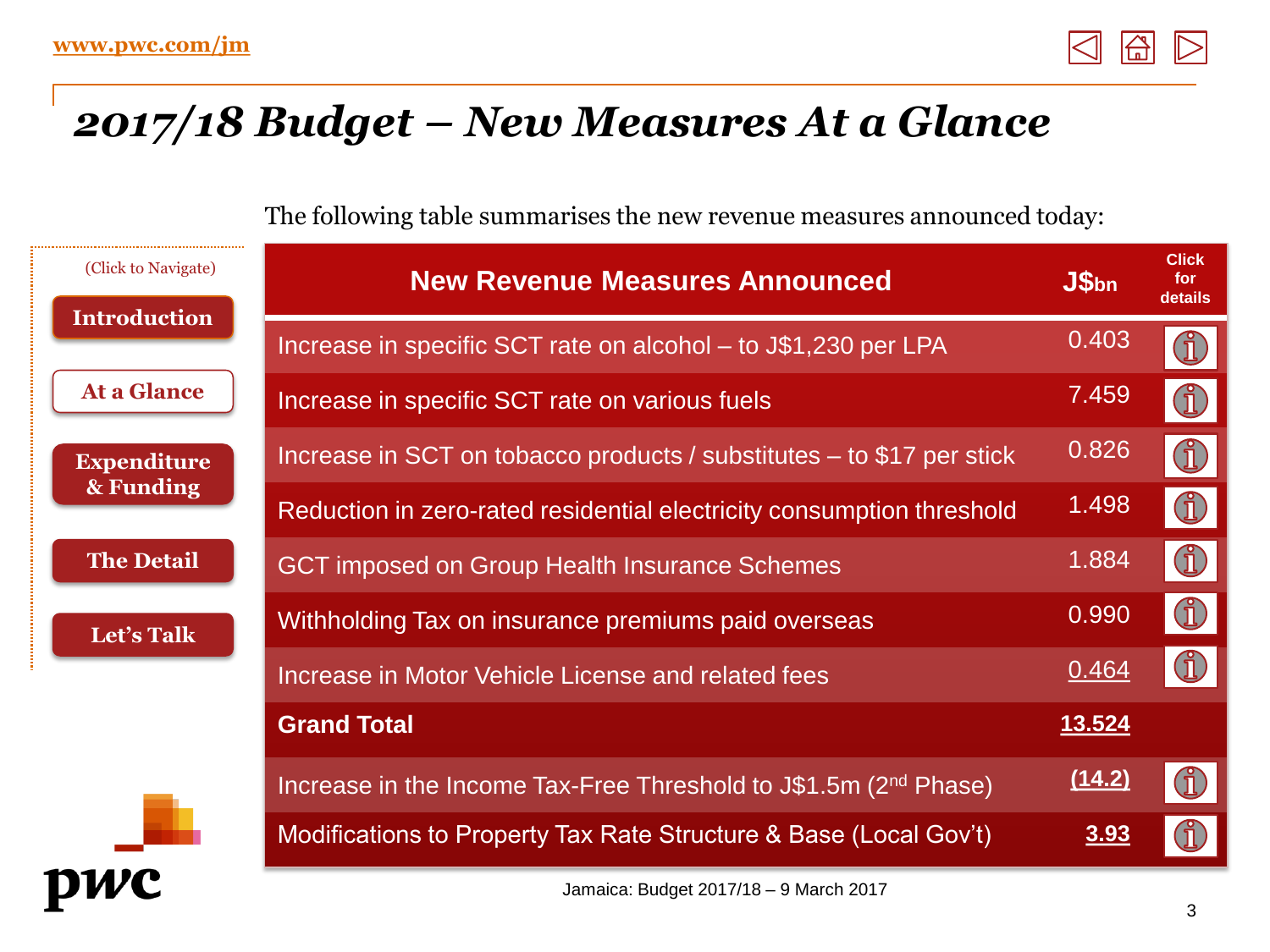# 2017/18 Budget – New Measures At a Glance

(Click to Navigate)

- Introduction
- At a Glance
- Expenditure & Funding
- The Detail
- Let's Talk

The following table summarises the new revenue measures announced today:

| New Revenue Measures Announced | J$bn | Click for details |
|---|---|---|
| Increase in specific SCT rate on alcohol – to J$1,230 per LPA | 0.403 | |
| Increase in specific SCT rate on various fuels | 7.459 | |
| Increase in SCT on tobacco products / substitutes – to $17 per stick | 0.826 | |
| Reduction in zero-rated residential electricity consumption threshold | 1.498 | |
| GCT imposed on Group Health Insurance Schemes | 1.884 | |
| Withholding Tax on insurance premiums paid overseas | 0.990 | |
| Increase in Motor Vehicle License and related fees | 0.464 | |
| **Grand Total** | **13.524** | |
| Increase in the Income Tax-Free Threshold to J$1.5m (2nd Phase) | **(14.2)** | |
| Modifications to Property Tax Rate Structure & Base (Local Gov't) | **3.93** | |

Jamaica: Budget 2017/18 – 9 March 2017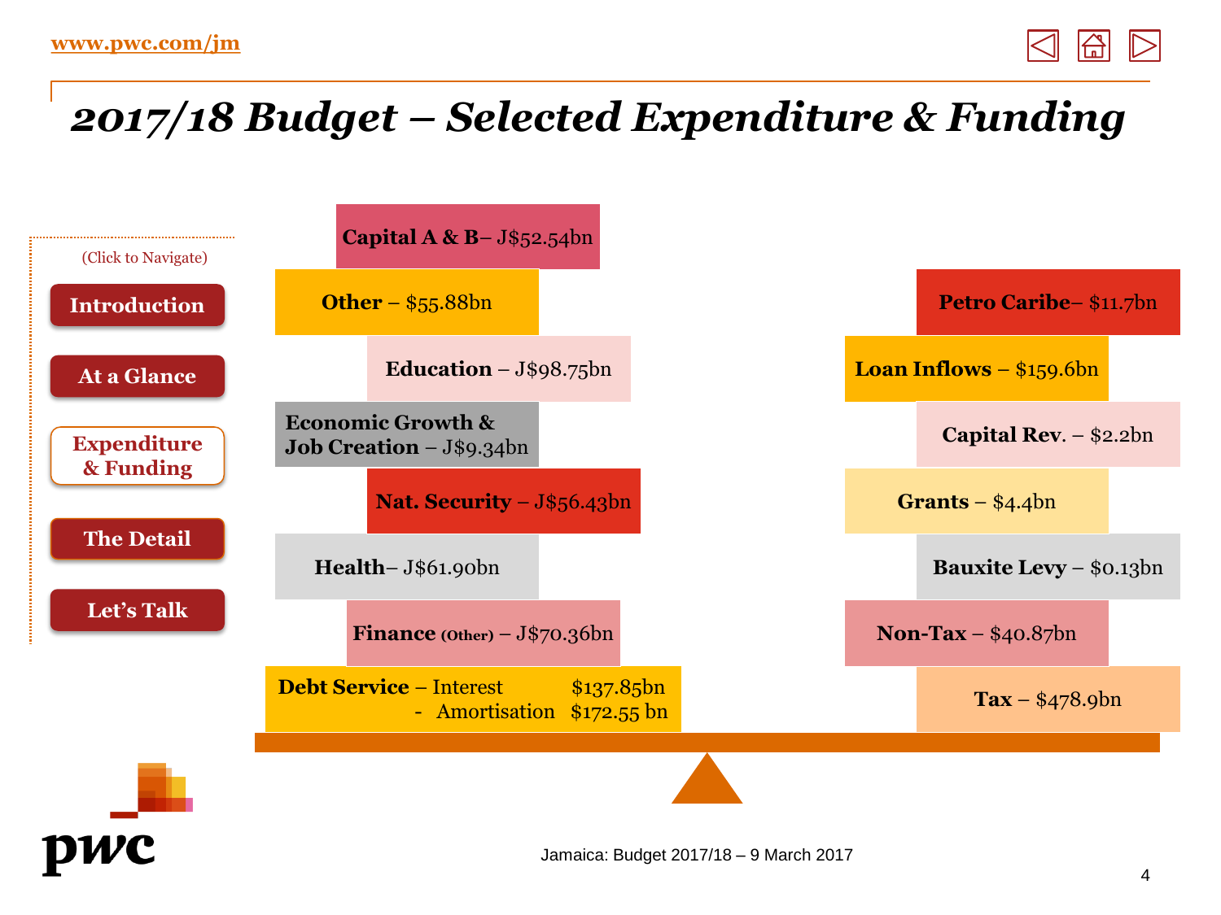# 2017/18 Budget – Selected Expenditure & Funding

(Click to Navigate)

- Introduction
- At a Glance
- Expenditure & Funding
- The Detail
- Let's Talk

**Expenditure**

- **Capital A & B**– J$52.54bn
- **Other** – $55.88bn
- **Education** – J$98.75bn
- **Economic Growth & Job Creation** – J$9.34bn
- **Nat. Security** – J$56.43bn
- **Health**– J$61.90bn
- **Finance (Other)** – J$70.36bn
- **Debt Service** – Interest $137.85bn
  - Amortisation $172.55 bn

**Funding**

- **Petro Caribe**– $11.7bn
- **Loan Inflows** – $159.6bn
- **Capital Rev.** – $2.2bn
- **Grants** – $4.4bn
- **Bauxite Levy** – $0.13bn
- **Non-Tax** – $40.87bn
- **Tax** – $478.9bn

Jamaica: Budget 2017/18 – 9 March 2017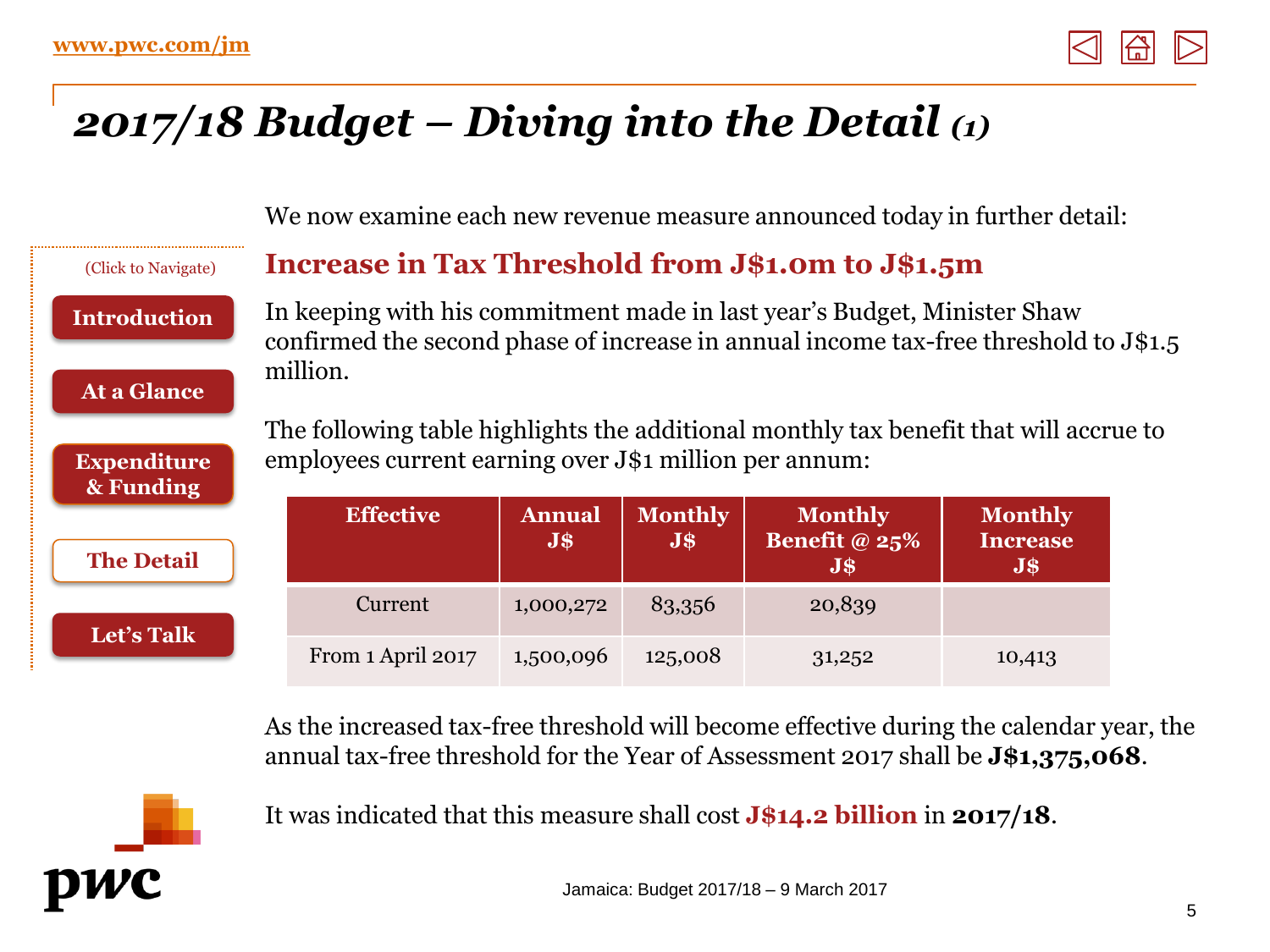# *2017/18 Budget – Diving into the Detail (1)*

(Click to Navigate)

- Introduction
- At a Glance
- Expenditure & Funding
- The Detail
- Let's Talk

We now examine each new revenue measure announced today in further detail:

## Increase in Tax Threshold from J$1.0m to J$1.5m

In keeping with his commitment made in last year's Budget, Minister Shaw confirmed the second phase of increase in annual income tax-free threshold to J$1.5 million.

The following table highlights the additional monthly tax benefit that will accrue to employees current earning over J$1 million per annum:

| Effective | Annual J$ | Monthly J$ | Monthly Benefit @ 25% J$ | Monthly Increase J$ |
|---|---|---|---|---|
| Current | 1,000,272 | 83,356 | 20,839 | |
| From 1 April 2017 | 1,500,096 | 125,008 | 31,252 | 10,413 |

As the increased tax-free threshold will become effective during the calendar year, the annual tax-free threshold for the Year of Assessment 2017 shall be **J$1,375,068**.

It was indicated that this measure shall cost **J$14.2 billion** in **2017/18**.

Jamaica: Budget 2017/18 – 9 March 2017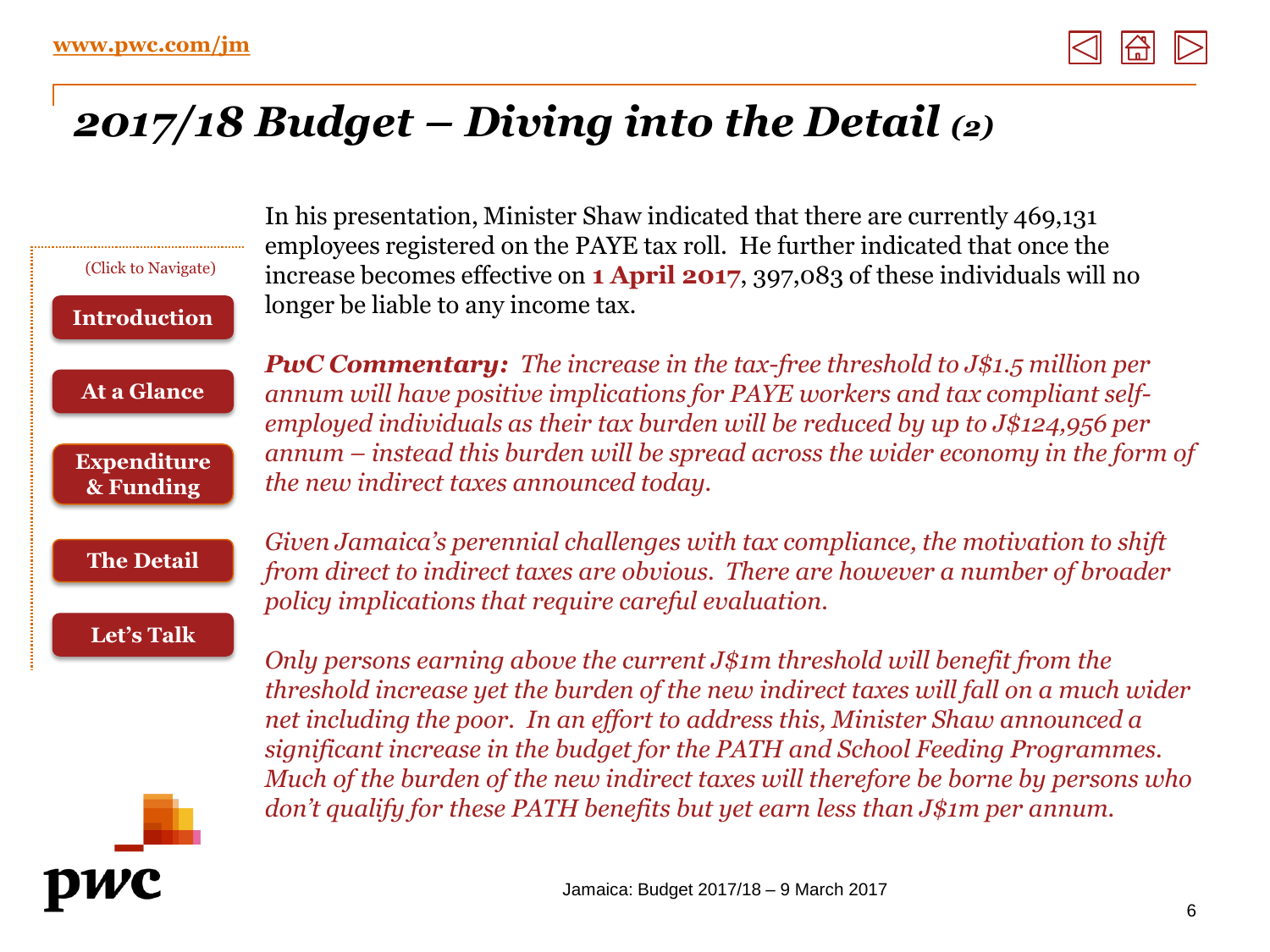# *2017/18 Budget – Diving into the Detail (2)*

In his presentation, Minister Shaw indicated that there are currently 469,131 employees registered on the PAYE tax roll. He further indicated that once the increase becomes effective on **1 April 2017**, 397,083 of these individuals will no longer be liable to any income tax.

***PwC Commentary:*** *The increase in the tax-free threshold to J$1.5 million per annum will have positive implications for PAYE workers and tax compliant self-employed individuals as their tax burden will be reduced by up to J$124,956 per annum – instead this burden will be spread across the wider economy in the form of the new indirect taxes announced today.*

*Given Jamaica's perennial challenges with tax compliance, the motivation to shift from direct to indirect taxes are obvious. There are however a number of broader policy implications that require careful evaluation.*

*Only persons earning above the current J$1m threshold will benefit from the threshold increase yet the burden of the new indirect taxes will fall on a much wider net including the poor. In an effort to address this, Minister Shaw announced a significant increase in the budget for the PATH and School Feeding Programmes. Much of the burden of the new indirect taxes will therefore be borne by persons who don't qualify for these PATH benefits but yet earn less than J$1m per annum.*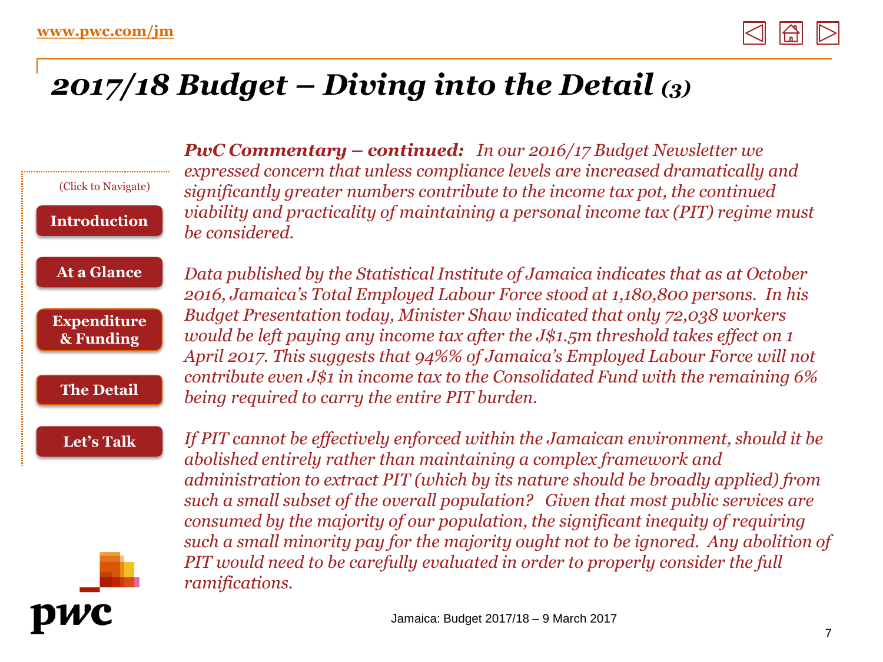# *2017/18 Budget – Diving into the Detail (3)*

(Click to Navigate)

Introduction

At a Glance

Expenditure & Funding

The Detail

Let's Talk

***PwC Commentary – continued:*** *In our 2016/17 Budget Newsletter we expressed concern that unless compliance levels are increased dramatically and significantly greater numbers contribute to the income tax pot, the continued viability and practicality of maintaining a personal income tax (PIT) regime must be considered.*

*Data published by the Statistical Institute of Jamaica indicates that as at October 2016, Jamaica's Total Employed Labour Force stood at 1,180,800 persons. In his Budget Presentation today, Minister Shaw indicated that only 72,038 workers would be left paying any income tax after the J$1.5m threshold takes effect on 1 April 2017. This suggests that 94%% of Jamaica's Employed Labour Force will not contribute even J$1 in income tax to the Consolidated Fund with the remaining 6% being required to carry the entire PIT burden.*

*If PIT cannot be effectively enforced within the Jamaican environment, should it be abolished entirely rather than maintaining a complex framework and administration to extract PIT (which by its nature should be broadly applied) from such a small subset of the overall population? Given that most public services are consumed by the majority of our population, the significant inequity of requiring such a small minority pay for the majority ought not to be ignored. Any abolition of PIT would need to be carefully evaluated in order to properly consider the full ramifications.*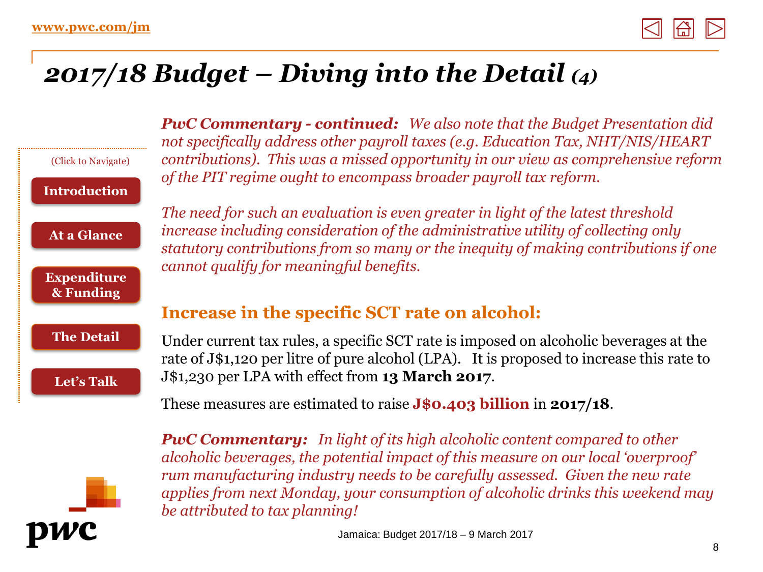# *2017/18 Budget – Diving into the Detail (4)*

***PwC Commentary - continued:*** *We also note that the Budget Presentation did not specifically address other payroll taxes (e.g. Education Tax, NHT/NIS/HEART contributions). This was a missed opportunity in our view as comprehensive reform of the PIT regime ought to encompass broader payroll tax reform.*

*The need for such an evaluation is even greater in light of the latest threshold increase including consideration of the administrative utility of collecting only statutory contributions from so many or the inequity of making contributions if one cannot qualify for meaningful benefits.*

## Increase in the specific SCT rate on alcohol:

Under current tax rules, a specific SCT rate is imposed on alcoholic beverages at the rate of J$1,120 per litre of pure alcohol (LPA). It is proposed to increase this rate to J$1,230 per LPA with effect from **13 March 2017**.

These measures are estimated to raise **J$0.403 billion** in **2017/18**.

***PwC Commentary:*** *In light of its high alcoholic content compared to other alcoholic beverages, the potential impact of this measure on our local 'overproof' rum manufacturing industry needs to be carefully assessed. Given the new rate applies from next Monday, your consumption of alcoholic drinks this weekend may be attributed to tax planning!*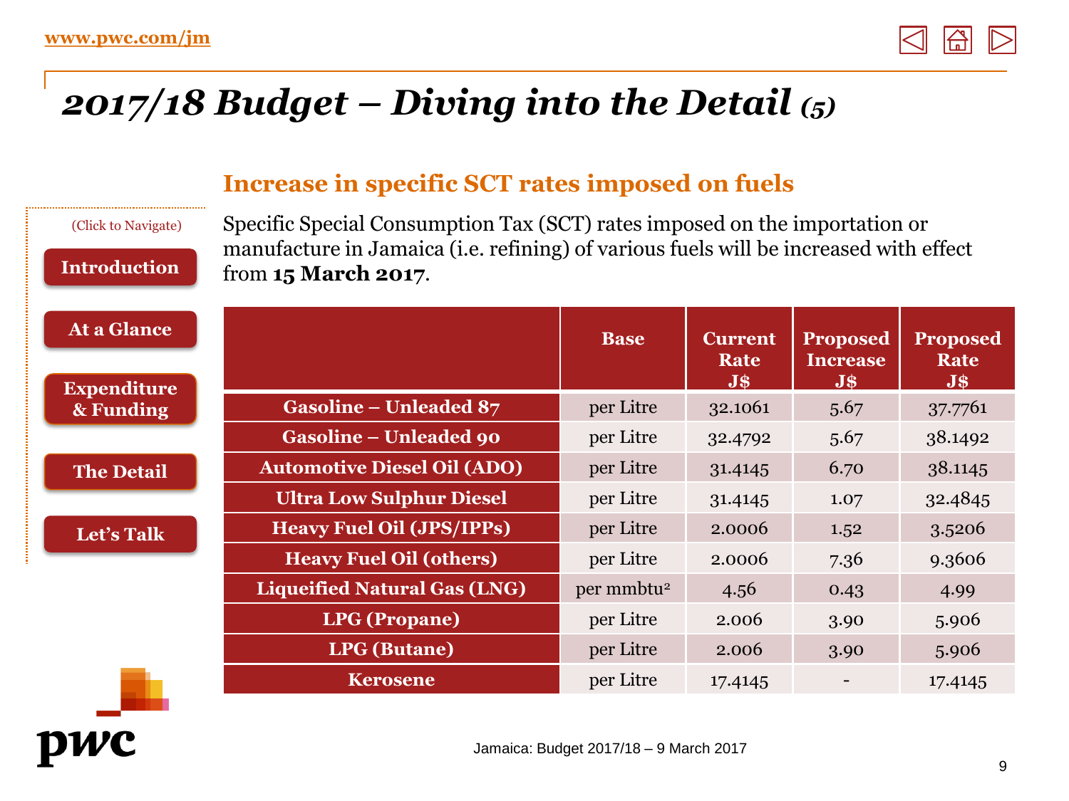# 2017/18 Budget – Diving into the Detail (5)

(Click to Navigate)

Introduction

At a Glance

Expenditure & Funding

The Detail

Let's Talk

## Increase in specific SCT rates imposed on fuels

Specific Special Consumption Tax (SCT) rates imposed on the importation or manufacture in Jamaica (i.e. refining) of various fuels will be increased with effect from **15 March 2017**.

| | Base | Current Rate J$ | Proposed Increase J$ | Proposed Rate J$ |
|---|---|---|---|---|
| **Gasoline – Unleaded 87** | per Litre | 32.1061 | 5.67 | 37.7761 |
| **Gasoline – Unleaded 90** | per Litre | 32.4792 | 5.67 | 38.1492 |
| **Automotive Diesel Oil (ADO)** | per Litre | 31.4145 | 6.70 | 38.1145 |
| **Ultra Low Sulphur Diesel** | per Litre | 31.4145 | 1.07 | 32.4845 |
| **Heavy Fuel Oil (JPS/IPPs)** | per Litre | 2.0006 | 1.52 | 3.5206 |
| **Heavy Fuel Oil (others)** | per Litre | 2.0006 | 7.36 | 9.3606 |
| **Liquieified Natural Gas (LNG)** | per mmbtu[2] | 4.56 | 0.43 | 4.99 |
| **LPG (Propane)** | per Litre | 2.006 | 3.90 | 5.906 |
| **LPG (Butane)** | per Litre | 2.006 | 3.90 | 5.906 |
| **Kerosene** | per Litre | 17.4145 | - | 17.4145 |

Jamaica: Budget 2017/18 – 9 March 2017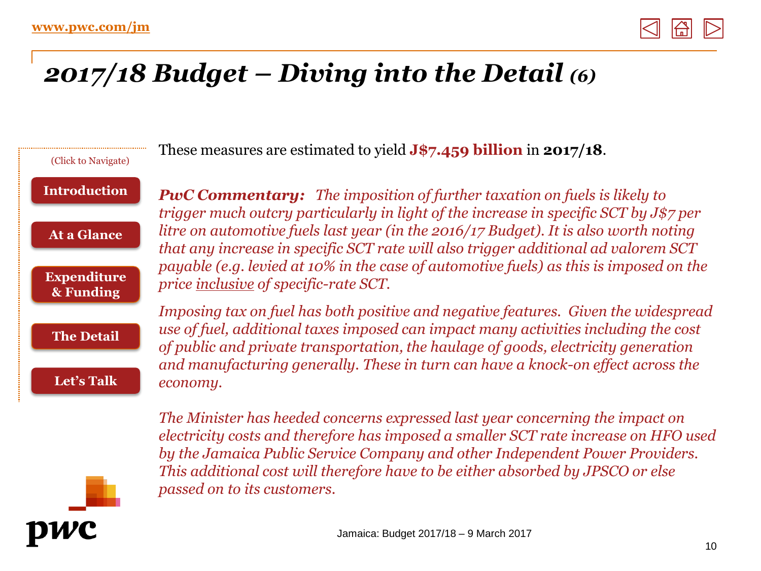# *2017/18 Budget – Diving into the Detail (6)*

These measures are estimated to yield **J$7.459 billion** in **2017/18**.

***PwC Commentary:*** *The imposition of further taxation on fuels is likely to trigger much outcry particularly in light of the increase in specific SCT by J$7 per litre on automotive fuels last year (in the 2016/17 Budget). It is also worth noting that any increase in specific SCT rate will also trigger additional ad valorem SCT payable (e.g. levied at 10% in the case of automotive fuels) as this is imposed on the price inclusive of specific-rate SCT.*

*Imposing tax on fuel has both positive and negative features. Given the widespread use of fuel, additional taxes imposed can impact many activities including the cost of public and private transportation, the haulage of goods, electricity generation and manufacturing generally. These in turn can have a knock-on effect across the economy.*

*The Minister has heeded concerns expressed last year concerning the impact on electricity costs and therefore has imposed a smaller SCT rate increase on HFO used by the Jamaica Public Service Company and other Independent Power Providers. This additional cost will therefore have to be either absorbed by JPSCO or else passed on to its customers.*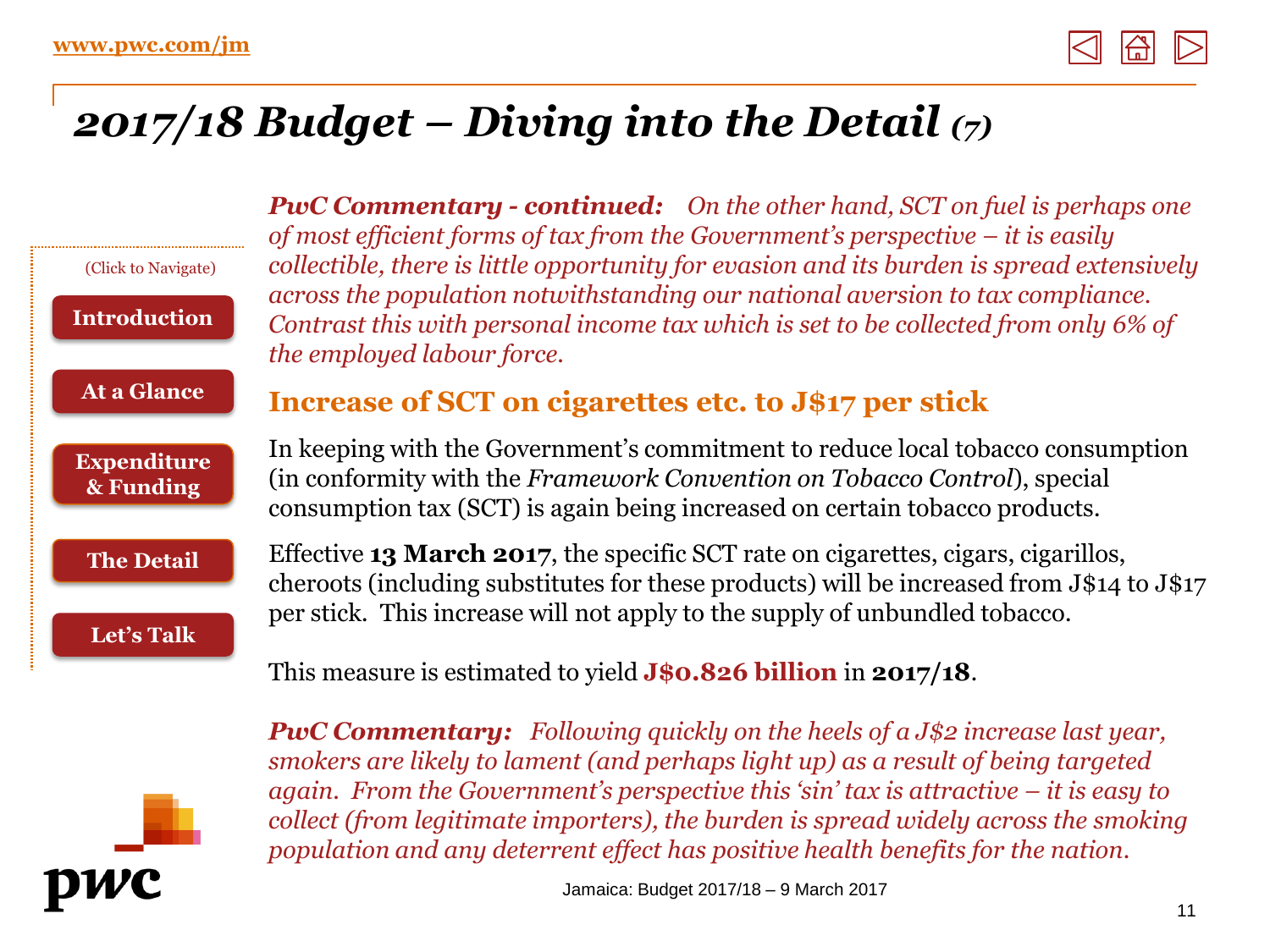# 2017/18 Budget – Diving into the Detail (7)

***PwC Commentary - continued:*** *On the other hand, SCT on fuel is perhaps one of most efficient forms of tax from the Government's perspective – it is easily collectible, there is little opportunity for evasion and its burden is spread extensively across the population notwithstanding our national aversion to tax compliance. Contrast this with personal income tax which is set to be collected from only 6% of the employed labour force.*

## Increase of SCT on cigarettes etc. to J$17 per stick

In keeping with the Government's commitment to reduce local tobacco consumption (in conformity with the *Framework Convention on Tobacco Control*), special consumption tax (SCT) is again being increased on certain tobacco products.

Effective **13 March 2017**, the specific SCT rate on cigarettes, cigars, cigarillos, cheroots (including substitutes for these products) will be increased from J$14 to J$17 per stick. This increase will not apply to the supply of unbundled tobacco.

This measure is estimated to yield **J$0.826 billion** in **2017/18**.

***PwC Commentary:*** *Following quickly on the heels of a J$2 increase last year, smokers are likely to lament (and perhaps light up) as a result of being targeted again. From the Government's perspective this 'sin' tax is attractive – it is easy to collect (from legitimate importers), the burden is spread widely across the smoking population and any deterrent effect has positive health benefits for the nation.*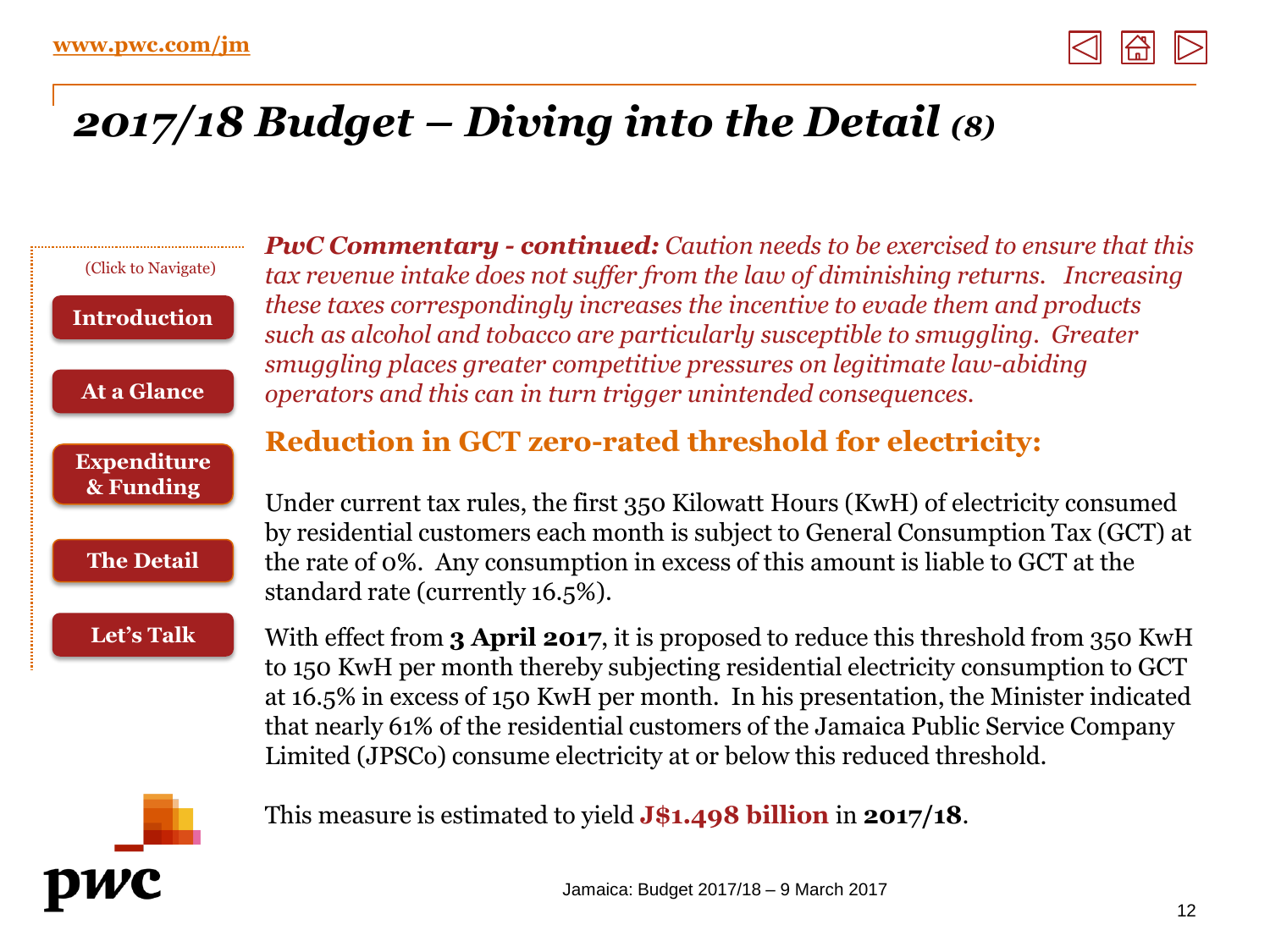# 2017/18 Budget – Diving into the Detail *(8)*

(Click to Navigate)

- Introduction
- At a Glance
- Expenditure & Funding
- The Detail
- Let's Talk

***PwC Commentary - continued:*** *Caution needs to be exercised to ensure that this tax revenue intake does not suffer from the law of diminishing returns. Increasing these taxes correspondingly increases the incentive to evade them and products such as alcohol and tobacco are particularly susceptible to smuggling. Greater smuggling places greater competitive pressures on legitimate law-abiding operators and this can in turn trigger unintended consequences.*

## Reduction in GCT zero-rated threshold for electricity:

Under current tax rules, the first 350 Kilowatt Hours (KwH) of electricity consumed by residential customers each month is subject to General Consumption Tax (GCT) at the rate of 0%. Any consumption in excess of this amount is liable to GCT at the standard rate (currently 16.5%).

With effect from **3 April 2017**, it is proposed to reduce this threshold from 350 KwH to 150 KwH per month thereby subjecting residential electricity consumption to GCT at 16.5% in excess of 150 KwH per month. In his presentation, the Minister indicated that nearly 61% of the residential customers of the Jamaica Public Service Company Limited (JPSCo) consume electricity at or below this reduced threshold.

This measure is estimated to yield **J$1.498 billion** in **2017/18**.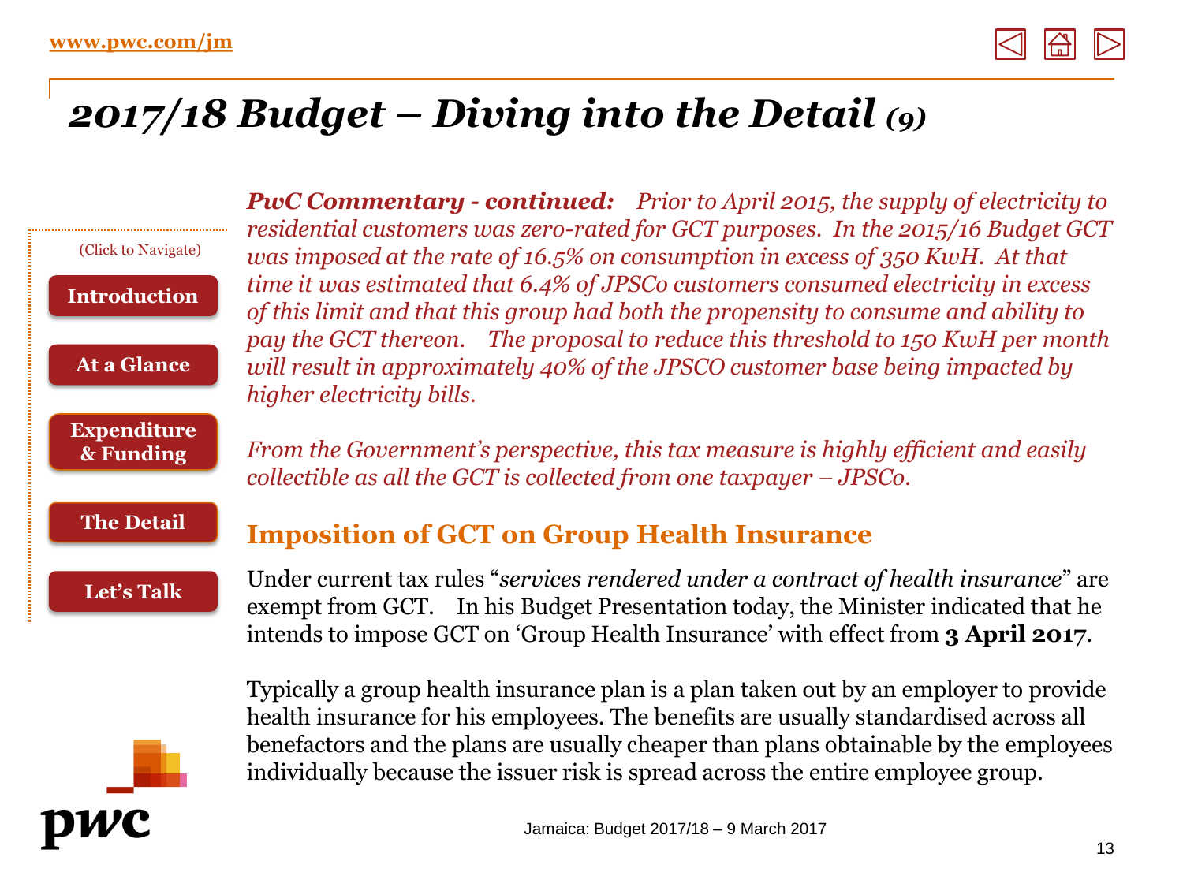# 2017/18 Budget – Diving into the Detail *(9)*

***PwC Commentary - continued:*** *Prior to April 2015, the supply of electricity to residential customers was zero-rated for GCT purposes. In the 2015/16 Budget GCT was imposed at the rate of 16.5% on consumption in excess of 350 KwH. At that time it was estimated that 6.4% of JPSCo customers consumed electricity in excess of this limit and that this group had both the propensity to consume and ability to pay the GCT thereon. The proposal to reduce this threshold to 150 KwH per month will result in approximately 40% of the JPSCO customer base being impacted by higher electricity bills.*

*From the Government's perspective, this tax measure is highly efficient and easily collectible as all the GCT is collected from one taxpayer – JPSCo.*

## Imposition of GCT on Group Health Insurance

Under current tax rules "*services rendered under a contract of health insurance*" are exempt from GCT. In his Budget Presentation today, the Minister indicated that he intends to impose GCT on 'Group Health Insurance' with effect from **3 April 2017**.

Typically a group health insurance plan is a plan taken out by an employer to provide health insurance for his employees. The benefits are usually standardised across all benefactors and the plans are usually cheaper than plans obtainable by the employees individually because the issuer risk is spread across the entire employee group.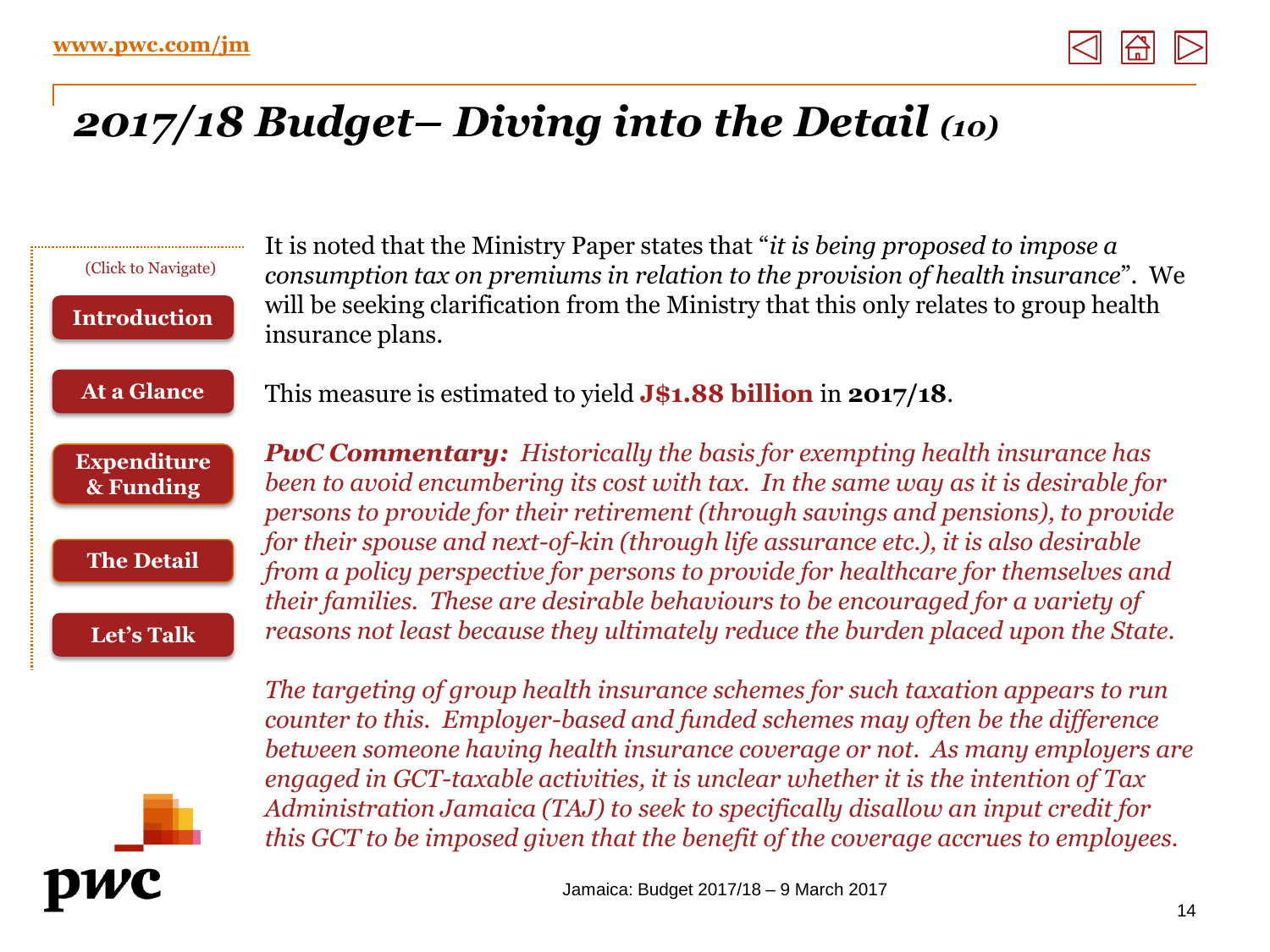# *2017/18 Budget– Diving into the Detail (10)*

It is noted that the Ministry Paper states that "*it is being proposed to impose a consumption tax on premiums in relation to the provision of health insurance*". We will be seeking clarification from the Ministry that this only relates to group health insurance plans.

This measure is estimated to yield **J$1.88 billion** in **2017/18**.

***PwC Commentary:*** *Historically the basis for exempting health insurance has been to avoid encumbering its cost with tax. In the same way as it is desirable for persons to provide for their retirement (through savings and pensions), to provide for their spouse and next-of-kin (through life assurance etc.), it is also desirable from a policy perspective for persons to provide for healthcare for themselves and their families. These are desirable behaviours to be encouraged for a variety of reasons not least because they ultimately reduce the burden placed upon the State.*

*The targeting of group health insurance schemes for such taxation appears to run counter to this. Employer-based and funded schemes may often be the difference between someone having health insurance coverage or not. As many employers are engaged in GCT-taxable activities, it is unclear whether it is the intention of Tax Administration Jamaica (TAJ) to seek to specifically disallow an input credit for this GCT to be imposed given that the benefit of the coverage accrues to employees.*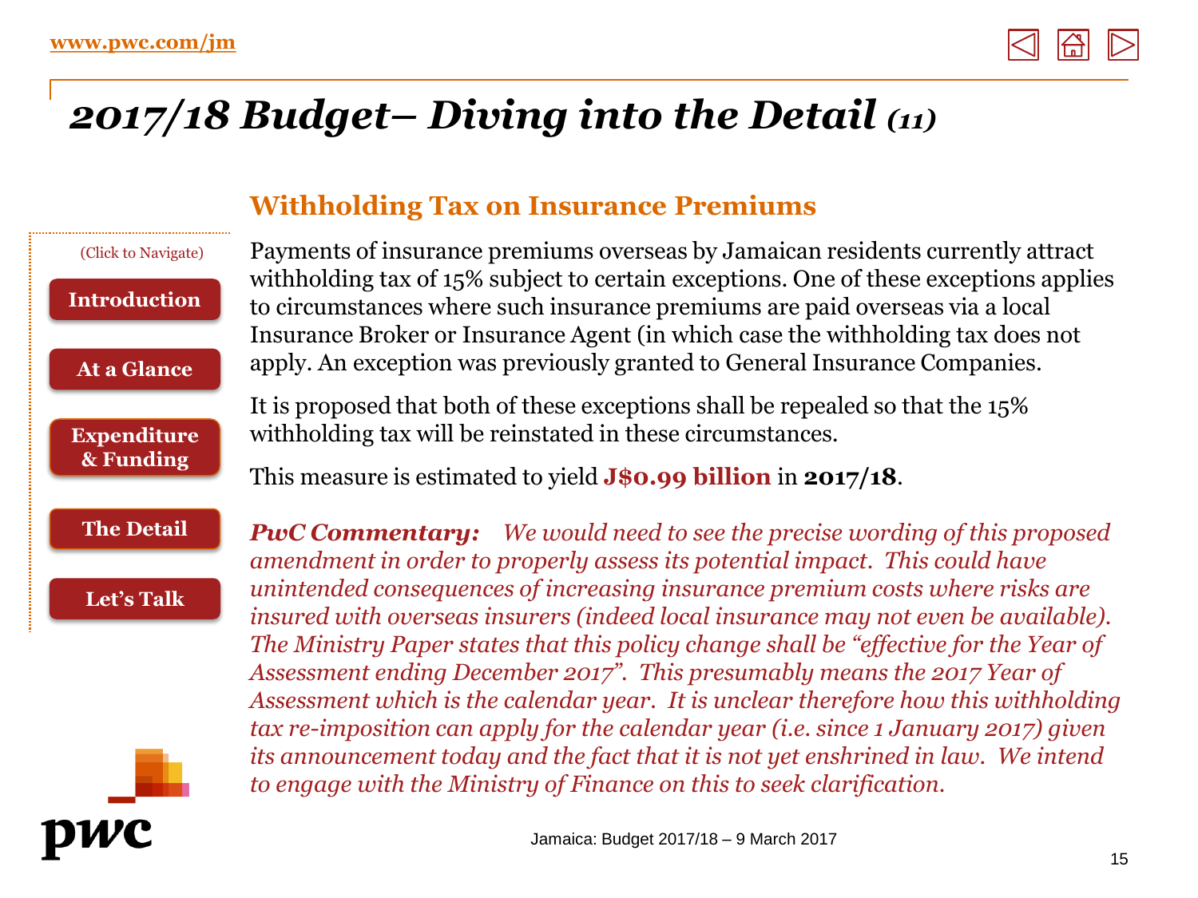# 2017/18 Budget– Diving into the Detail *(11)*

(Click to Navigate)

**Introduction**

**At a Glance**

**Expenditure & Funding**

**The Detail**

**Let's Talk**

## Withholding Tax on Insurance Premiums

Payments of insurance premiums overseas by Jamaican residents currently attract withholding tax of 15% subject to certain exceptions. One of these exceptions applies to circumstances where such insurance premiums are paid overseas via a local Insurance Broker or Insurance Agent (in which case the withholding tax does not apply. An exception was previously granted to General Insurance Companies.

It is proposed that both of these exceptions shall be repealed so that the 15% withholding tax will be reinstated in these circumstances.

This measure is estimated to yield **J$0.99 billion** in **2017/18**.

***PwC Commentary:*** *We would need to see the precise wording of this proposed amendment in order to properly assess its potential impact. This could have unintended consequences of increasing insurance premium costs where risks are insured with overseas insurers (indeed local insurance may not even be available). The Ministry Paper states that this policy change shall be "effective for the Year of Assessment ending December 2017". This presumably means the 2017 Year of Assessment which is the calendar year. It is unclear therefore how this withholding tax re-imposition can apply for the calendar year (i.e. since 1 January 2017) given its announcement today and the fact that it is not yet enshrined in law. We intend to engage with the Ministry of Finance on this to seek clarification.*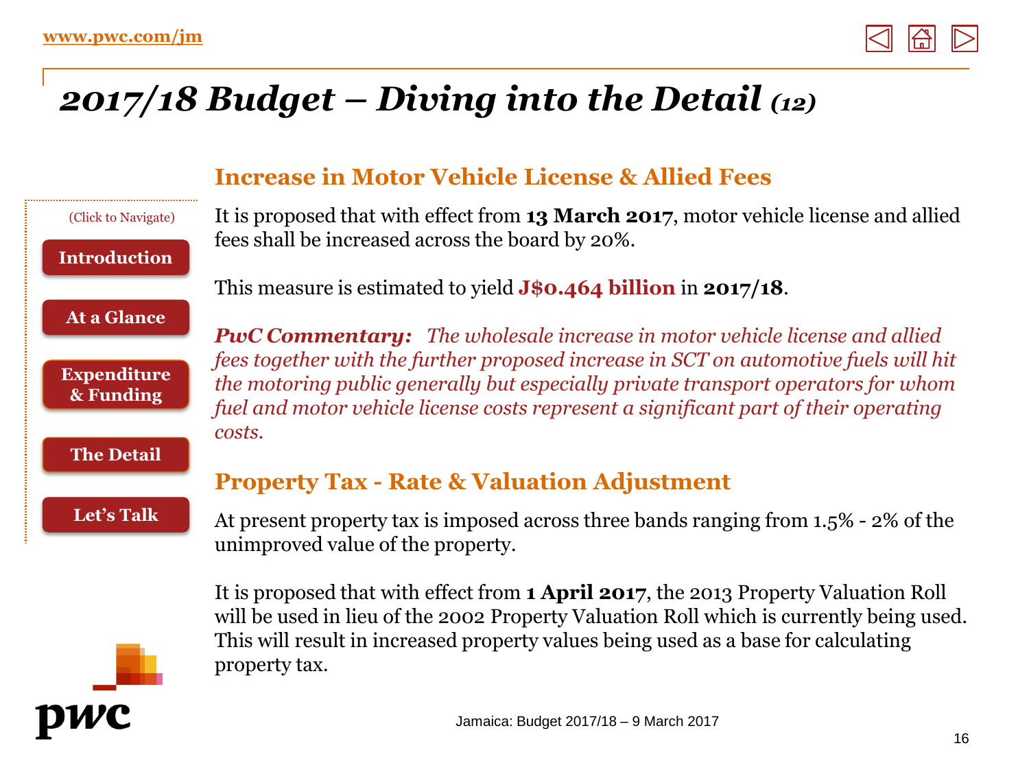# 2017/18 Budget – Diving into the Detail (12)

## Increase in Motor Vehicle License & Allied Fees

It is proposed that with effect from **13 March 2017**, motor vehicle license and allied fees shall be increased across the board by 20%.

This measure is estimated to yield **J$0.464 billion** in **2017/18**.

***PwC Commentary:*** *The wholesale increase in motor vehicle license and allied fees together with the further proposed increase in SCT on automotive fuels will hit the motoring public generally but especially private transport operators for whom fuel and motor vehicle license costs represent a significant part of their operating costs.*

## Property Tax - Rate & Valuation Adjustment

At present property tax is imposed across three bands ranging from 1.5% - 2% of the unimproved value of the property.

It is proposed that with effect from **1 April 2017**, the 2013 Property Valuation Roll will be used in lieu of the 2002 Property Valuation Roll which is currently being used. This will result in increased property values being used as a base for calculating property tax.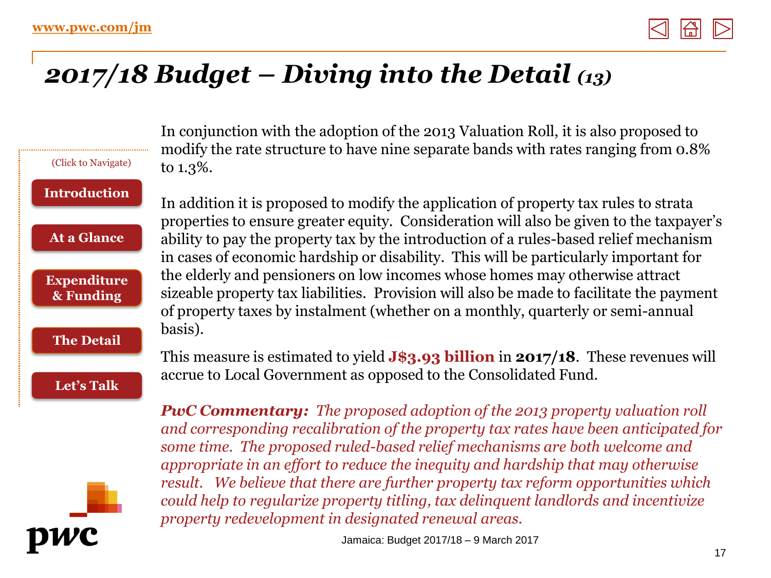# *2017/18 Budget – Diving into the Detail (13)*

In conjunction with the adoption of the 2013 Valuation Roll, it is also proposed to modify the rate structure to have nine separate bands with rates ranging from 0.8% to 1.3%.

In addition it is proposed to modify the application of property tax rules to strata properties to ensure greater equity. Consideration will also be given to the taxpayer's ability to pay the property tax by the introduction of a rules-based relief mechanism in cases of economic hardship or disability. This will be particularly important for the elderly and pensioners on low incomes whose homes may otherwise attract sizeable property tax liabilities. Provision will also be made to facilitate the payment of property taxes by instalment (whether on a monthly, quarterly or semi-annual basis).

This measure is estimated to yield **J$3.93 billion** in **2017/18**. These revenues will accrue to Local Government as opposed to the Consolidated Fund.

***PwC Commentary:*** *The proposed adoption of the 2013 property valuation roll and corresponding recalibration of the property tax rates have been anticipated for some time. The proposed ruled-based relief mechanisms are both welcome and appropriate in an effort to reduce the inequity and hardship that may otherwise result. We believe that there are further property tax reform opportunities which could help to regularize property titling, tax delinquent landlords and incentivize property redevelopment in designated renewal areas.*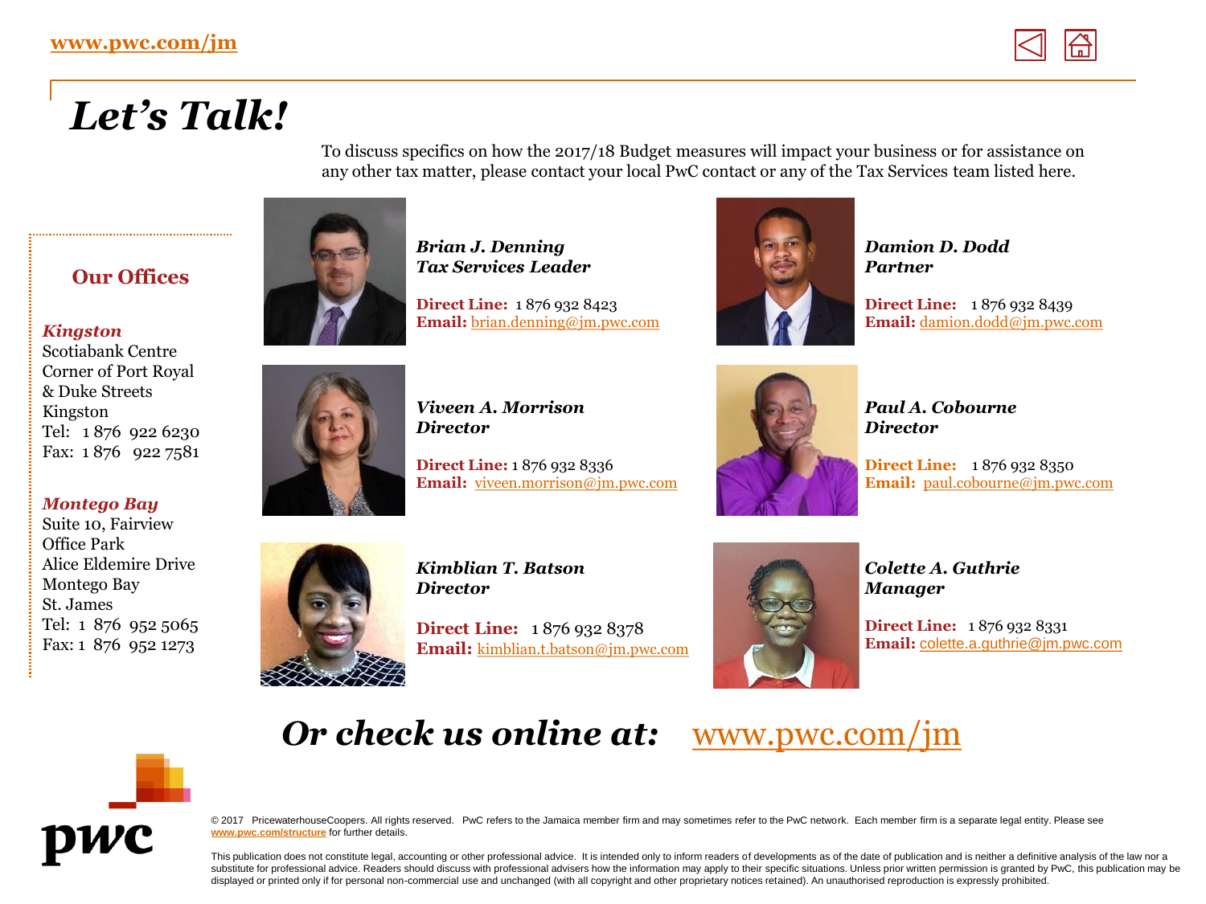# Let's Talk!

To discuss specifics on how the 2017/18 Budget measures will impact your business or for assistance on any other tax matter, please contact your local PwC contact or any of the Tax Services team listed here.

## Our Offices

***Kingston***
Scotiabank Centre
Corner of Port Royal
& Duke Streets
Kingston
Tel: 1 876 922 6230
Fax: 1 876 922 7581

***Montego Bay***
Suite 10, Fairview
Office Park
Alice Eldemire Drive
Montego Bay
St. James
Tel: 1 876 952 5065
Fax: 1 876 952 1273

***Brian J. Denning***
***Tax Services Leader***

**Direct Line:** 1 876 932 8423
**Email:** brian.denning@jm.pwc.com

***Damion D. Dodd***
***Partner***

**Direct Line:** 1 876 932 8439
**Email:** damion.dodd@jm.pwc.com

***Viveen A. Morrison***
***Director***

**Direct Line:** 1 876 932 8336
**Email:** viveen.morrison@jm.pwc.com

***Paul A. Cobourne***
***Director***

**Direct Line:** 1 876 932 8350
**Email:** paul.cobourne@jm.pwc.com

***Kimblian T. Batson***
***Director***

**Direct Line:** 1 876 932 8378
**Email:** kimblian.t.batson@jm.pwc.com

***Colette A. Guthrie***
***Manager***

**Direct Line:** 1 876 932 8331
**Email:** colette.a.guthrie@jm.pwc.com

***Or check us online at:*** www.pwc.com/jm

© 2017 PricewaterhouseCoopers. All rights reserved. PwC refers to the Jamaica member firm and may sometimes refer to the PwC network. Each member firm is a separate legal entity. Please see **www.pwc.com/structure** for further details.

This publication does not constitute legal, accounting or other professional advice. It is intended only to inform readers of developments as of the date of publication and is neither a definitive analysis of the law nor a substitute for professional advice. Readers should discuss with professional advisers how the information may apply to their specific situations. Unless prior written permission is granted by PwC, this publication may be displayed or printed only if for personal non-commercial use and unchanged (with all copyright and other proprietary notices retained). An unauthorised reproduction is expressly prohibited.